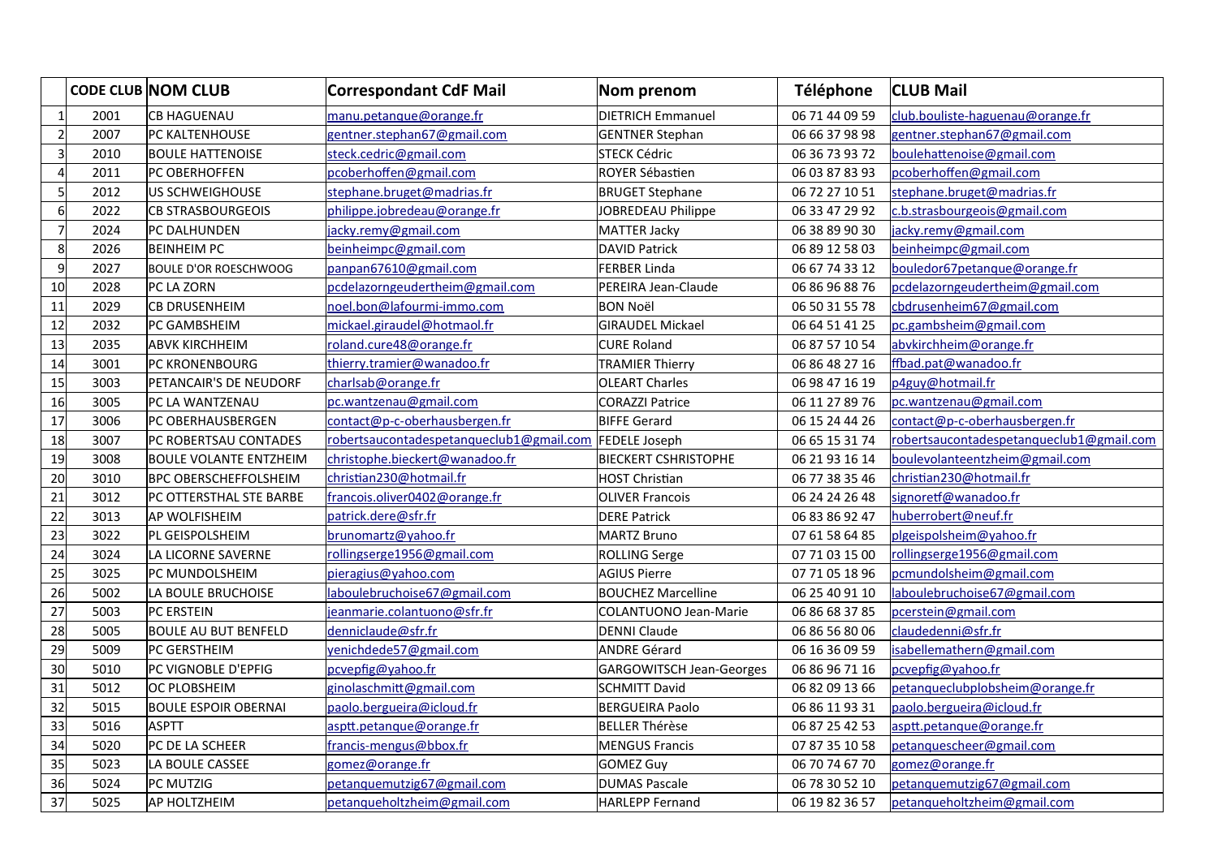|  | CODE CLUB | NOM CLUB | Correspondant CdF Mail | Nom prenom | Téléphone | CLUB Mail |
|---|---|---|---|---|---|---|
| 1 | 2001 | CB HAGUENAU | manu.petanque@orange.fr | DIETRICH Emmanuel | 06 71 44 09 59 | club.bouliste-haguenau@orange.fr |
| 2 | 2007 | PC KALTENHOUSE | gentner.stephan67@gmail.com | GENTNER Stephan | 06 66 37 98 98 | gentner.stephan67@gmail.com |
| 3 | 2010 | BOULE HATTENOISE | steck.cedric@gmail.com | STECK Cédric | 06 36 73 93 72 | boulehattenoise@gmail.com |
| 4 | 2011 | PC OBERHOFFEN | pcoberhoffen@gmail.com | ROYER Sébastien | 06 03 87 83 93 | pcoberhoffen@gmail.com |
| 5 | 2012 | US SCHWEIGHOUSE | stephane.bruget@madrias.fr | BRUGET Stephane | 06 72 27 10 51 | stephane.bruget@madrias.fr |
| 6 | 2022 | CB STRASBOURGEOIS | philippe.jobredeau@orange.fr | JOBREDEAU Philippe | 06 33 47 29 92 | c.b.strasbourgeois@gmail.com |
| 7 | 2024 | PC DALHUNDEN | jacky.remy@gmail.com | MATTER Jacky | 06 38 89 90 30 | jacky.remy@gmail.com |
| 8 | 2026 | BEINHEIM PC | beinheimpc@gmail.com | DAVID Patrick | 06 89 12 58 03 | beinheimpc@gmail.com |
| 9 | 2027 | BOULE D'OR ROESCHWOOG | panpan67610@gmail.com | FERBER Linda | 06 67 74 33 12 | bouledor67petanque@orange.fr |
| 10 | 2028 | PC LA ZORN | pcdelazorngeudertheim@gmail.com | PEREIRA Jean-Claude | 06 86 96 88 76 | pcdelazorngeudertheim@gmail.com |
| 11 | 2029 | CB DRUSENHEIM | noel.bon@lafourmi-immo.com | BON Noël | 06 50 31 55 78 | cbdrusenheim67@gmail.com |
| 12 | 2032 | PC GAMBSHEIM | mickael.giraudel@hotmaol.fr | GIRAUDEL Mickael | 06 64 51 41 25 | pc.gambsheim@gmail.com |
| 13 | 2035 | ABVK KIRCHHEIM | roland.cure48@orange.fr | CURE Roland | 06 87 57 10 54 | abvkirchheim@orange.fr |
| 14 | 3001 | PC KRONENBOURG | thierry.tramier@wanadoo.fr | TRAMIER Thierry | 06 86 48 27 16 | ffbad.pat@wanadoo.fr |
| 15 | 3003 | PETANCAIR'S DE NEUDORF | charlsab@orange.fr | OLEART Charles | 06 98 47 16 19 | p4guy@hotmail.fr |
| 16 | 3005 | PC LA WANTZENAU | pc.wantzenau@gmail.com | CORAZZI Patrice | 06 11 27 89 76 | pc.wantzenau@gmail.com |
| 17 | 3006 | PC OBERHAUSBERGEN | contact@p-c-oberhausbergen.fr | BIFFE Gerard | 06 15 24 44 26 | contact@p-c-oberhausbergen.fr |
| 18 | 3007 | PC ROBERTSAU CONTADES | robertsaucontadespetanqueclub1@gmail.com | FEDELE Joseph | 06 65 15 31 74 | robertsaucontadespetanqueclub1@gmail.com |
| 19 | 3008 | BOULE VOLANTE ENTZHEIM | christophe.bieckert@wanadoo.fr | BIECKERT CSHRISTOPHE | 06 21 93 16 14 | boulevolanteentzheim@gmail.com |
| 20 | 3010 | BPC OBERSCHEFFOLSHEIM | christian230@hotmail.fr | HOST Christian | 06 77 38 35 46 | christian230@hotmail.fr |
| 21 | 3012 | PC OTTERSTHAL STE BARBE | francois.oliver0402@orange.fr | OLIVER Francois | 06 24 24 26 48 | signoretf@wanadoo.fr |
| 22 | 3013 | AP WOLFISHEIM | patrick.dere@sfr.fr | DERE Patrick | 06 83 86 92 47 | huberrobert@neuf.fr |
| 23 | 3022 | PL GEISPOLSHEIM | brunomartz@yahoo.fr | MARTZ Bruno | 07 61 58 64 85 | plgeispolsheim@yahoo.fr |
| 24 | 3024 | LA LICORNE SAVERNE | rollingserge1956@gmail.com | ROLLING Serge | 07 71 03 15 00 | rollingserge1956@gmail.com |
| 25 | 3025 | PC MUNDOLSHEIM | pieragius@yahoo.com | AGIUS Pierre | 07 71 05 18 96 | pcmundolsheim@gmail.com |
| 26 | 5002 | LA BOULE BRUCHOISE | laboulebruchoise67@gmail.com | BOUCHEZ Marcelline | 06 25 40 91 10 | laboulebruchoise67@gmail.com |
| 27 | 5003 | PC ERSTEIN | jeanmarie.colantuono@sfr.fr | COLANTUONO Jean-Marie | 06 86 68 37 85 | pcerstein@gmail.com |
| 28 | 5005 | BOULE AU BUT BENFELD | denniclaude@sfr.fr | DENNI Claude | 06 86 56 80 06 | claudedenni@sfr.fr |
| 29 | 5009 | PC GERSTHEIM | yenichdede57@gmail.com | ANDRE Gérard | 06 16 36 09 59 | isabellemathern@gmail.com |
| 30 | 5010 | PC VIGNOBLE D'EPFIG | pcvepfig@yahoo.fr | GARGOWITSCH Jean-Georges | 06 86 96 71 16 | pcvepfig@yahoo.fr |
| 31 | 5012 | OC PLOBSHEIM | ginolaschmitt@gmail.com | SCHMITT David | 06 82 09 13 66 | petanqueclubplobsheim@orange.fr |
| 32 | 5015 | BOULE ESPOIR OBERNAI | paolo.bergueira@icloud.fr | BERGUEIRA Paolo | 06 86 11 93 31 | paolo.bergueira@icloud.fr |
| 33 | 5016 | ASPTT | asptt.petanque@orange.fr | BELLER Thérèse | 06 87 25 42 53 | asptt.petanque@orange.fr |
| 34 | 5020 | PC DE LA SCHEER | francis-mengus@bbox.fr | MENGUS Francis | 07 87 35 10 58 | petanquescheer@gmail.com |
| 35 | 5023 | LA BOULE CASSEE | gomez@orange.fr | GOMEZ Guy | 06 70 74 67 70 | gomez@orange.fr |
| 36 | 5024 | PC MUTZIG | petanquemutzig67@gmail.com | DUMAS Pascale | 06 78 30 52 10 | petanquemutzig67@gmail.com |
| 37 | 5025 | AP HOLTZHEIM | petanqueholtzheim@gmail.com | HARLEPP Fernand | 06 19 82 36 57 | petanqueholtzheim@gmail.com |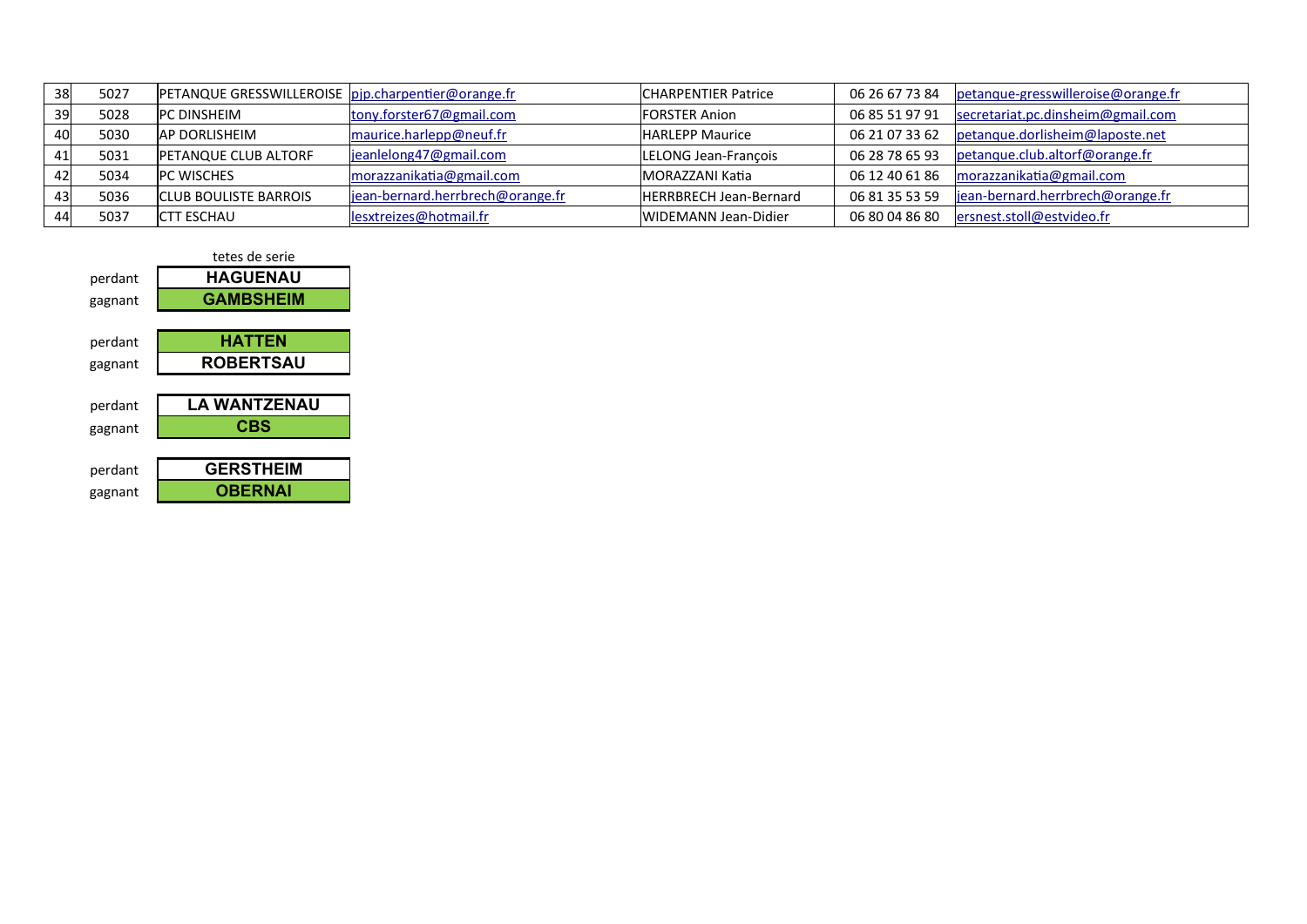| | | | | | | |
|---|---|---|---|---|---|---|
| 38 | 5027 | PETANQUE GRESSWILLEROISE | pjp.charpentier@orange.fr | CHARPENTIER Patrice | 06 26 67 73 84 | petanque-gresswilleroise@orange.fr |
| 39 | 5028 | PC DINSHEIM | tony.forster67@gmail.com | FORSTER Anion | 06 85 51 97 91 | secretariat.pc.dinsheim@gmail.com |
| 40 | 5030 | AP DORLISHEIM | maurice.harlepp@neuf.fr | HARLEPP Maurice | 06 21 07 33 62 | petanque.dorlisheim@laposte.net |
| 41 | 5031 | PETANQUE CLUB ALTORF | jeanlelong47@gmail.com | LELONG Jean-François | 06 28 78 65 93 | petanque.club.altorf@orange.fr |
| 42 | 5034 | PC WISCHES | morazzanikatia@gmail.com | MORAZZANI Katia | 06 12 40 61 86 | morazzanikatia@gmail.com |
| 43 | 5036 | CLUB BOULISTE BARROIS | jean-bernard.herrbrech@orange.fr | HERRBRECH Jean-Bernard | 06 81 35 53 59 | jean-bernard.herrbrech@orange.fr |
| 44 | 5037 | CTT ESCHAU | lesxtreizes@hotmail.fr | WIDEMANN Jean-Didier | 06 80 04 86 80 | ersnest.stoll@estvideo.fr |

| | tetes de serie |
|---|---|
| perdant | **HAGUENAU** |
| gagnant | **GAMBSHEIM** |
| | |
| perdant | **HATTEN** |
| gagnant | **ROBERTSAU** |
| | |
| perdant | **LA WANTZENAU** |
| gagnant | **CBS** |
| | |
| perdant | **GERSTHEIM** |
| gagnant | **OBERNAI** |